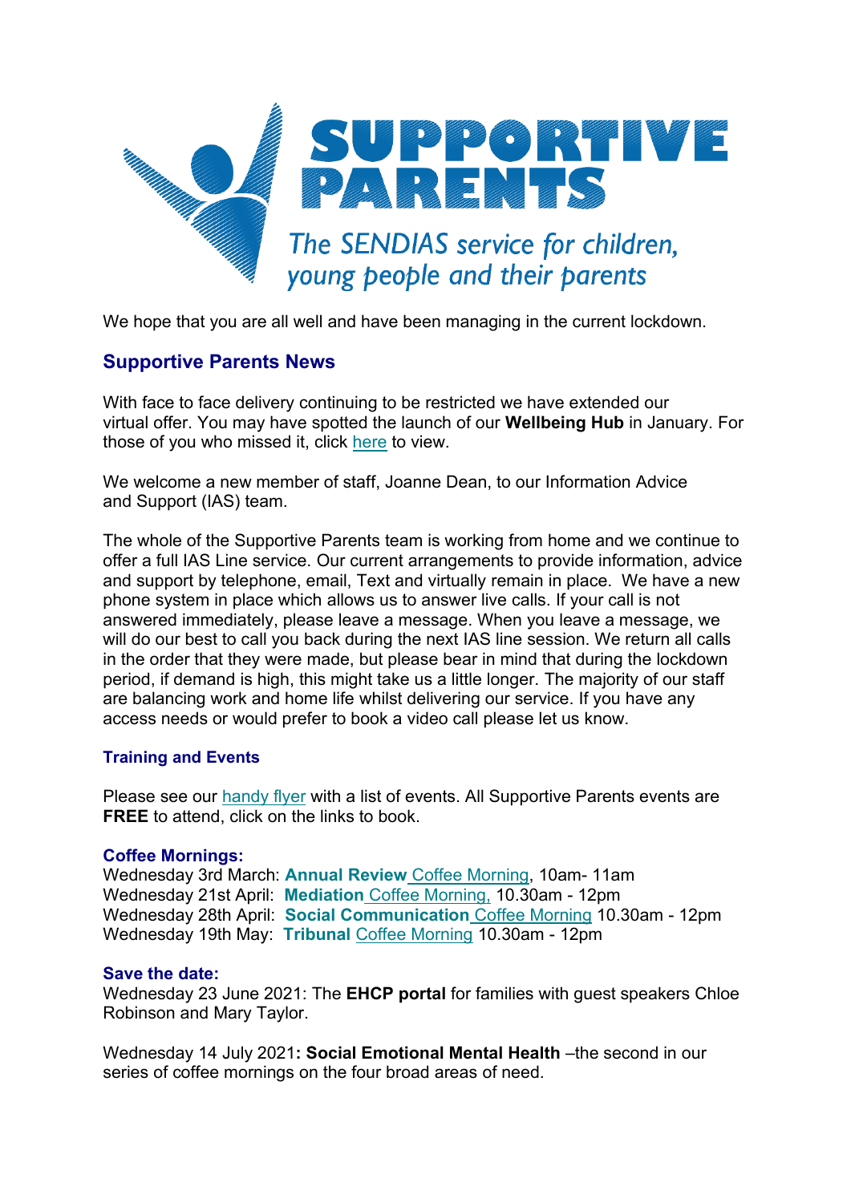# SUPPORTIVE PARENTS

*The SENDIAS service for children, young people and their parents*

We hope that you are all well and have been managing in the current lockdown.

## Supportive Parents News

With face to face delivery continuing to be restricted we have extended our virtual offer. You may have spotted the launch of our **Wellbeing Hub** in January. For those of you who missed it, click here to view.

We welcome a new member of staff, Joanne Dean, to our Information Advice and Support (IAS) team.

The whole of the Supportive Parents team is working from home and we continue to offer a full IAS Line service. Our current arrangements to provide information, advice and support by telephone, email, Text and virtually remain in place. We have a new phone system in place which allows us to answer live calls. If your call is not answered immediately, please leave a message. When you leave a message, we will do our best to call you back during the next IAS line session. We return all calls in the order that they were made, but please bear in mind that during the lockdown period, if demand is high, this might take us a little longer. The majority of our staff are balancing work and home life whilst delivering our service. If you have any access needs or would prefer to book a video call please let us know.

### Training and Events

Please see our handy flyer with a list of events. All Supportive Parents events are **FREE** to attend, click on the links to book.

**Coffee Mornings:**

Wednesday 3rd March: **Annual Review** Coffee Morning, 10am- 11am
Wednesday 21st April: **Mediation** Coffee Morning, 10.30am - 12pm
Wednesday 28th April: **Social Communication** Coffee Morning 10.30am - 12pm
Wednesday 19th May: **Tribunal** Coffee Morning 10.30am - 12pm

**Save the date:**

Wednesday 23 June 2021: The **EHCP portal** for families with guest speakers Chloe Robinson and Mary Taylor.

Wednesday 14 July 2021**: Social Emotional Mental Health** –the second in our series of coffee mornings on the four broad areas of need.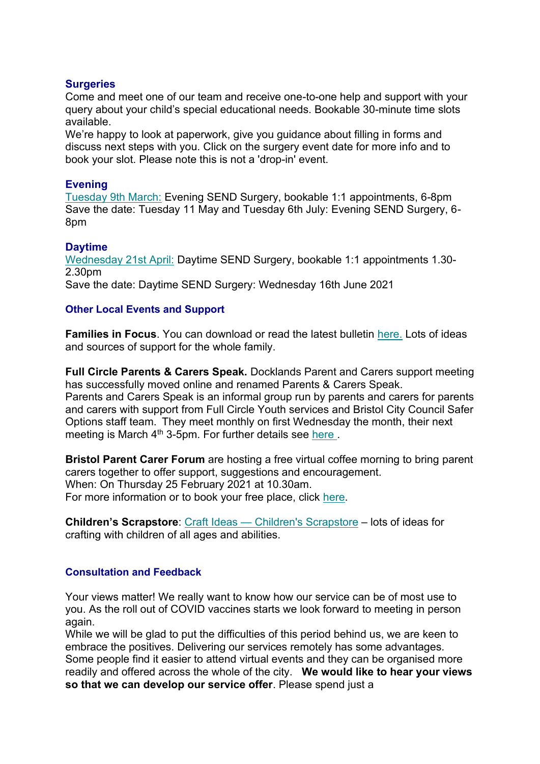## Surgeries

Come and meet one of our team and receive one-to-one help and support with your query about your child's special educational needs. Bookable 30-minute time slots available.

We're happy to look at paperwork, give you guidance about filling in forms and discuss next steps with you. Click on the surgery event date for more info and to book your slot. Please note this is not a 'drop-in' event.

### Evening

Tuesday 9th March: Evening SEND Surgery, bookable 1:1 appointments, 6-8pm

Save the date: Tuesday 11 May and Tuesday 6th July: Evening SEND Surgery, 6-8pm

### Daytime

Wednesday 21st April: Daytime SEND Surgery, bookable 1:1 appointments 1.30-2.30pm

Save the date: Daytime SEND Surgery: Wednesday 16th June 2021

## Other Local Events and Support

**Families in Focus**. You can download or read the latest bulletin here. Lots of ideas and sources of support for the whole family.

**Full Circle Parents & Carers Speak.** Docklands Parent and Carers support meeting has successfully moved online and renamed Parents & Carers Speak.

Parents and Carers Speak is an informal group run by parents and carers for parents and carers with support from Full Circle Youth services and Bristol City Council Safer Options staff team. They meet monthly on first Wednesday the month, their next meeting is March 4th 3-5pm. For further details see here .

**Bristol Parent Carer Forum** are hosting a free virtual coffee morning to bring parent carers together to offer support, suggestions and encouragement.

When: On Thursday 25 February 2021 at 10.30am.

For more information or to book your free place, click here.

**Children's Scrapstore**: Craft Ideas — Children's Scrapstore – lots of ideas for crafting with children of all ages and abilities.

## Consultation and Feedback

Your views matter! We really want to know how our service can be of most use to you. As the roll out of COVID vaccines starts we look forward to meeting in person again.

While we will be glad to put the difficulties of this period behind us, we are keen to embrace the positives. Delivering our services remotely has some advantages. Some people find it easier to attend virtual events and they can be organised more readily and offered across the whole of the city. **We would like to hear your views so that we can develop our service offer**. Please spend just a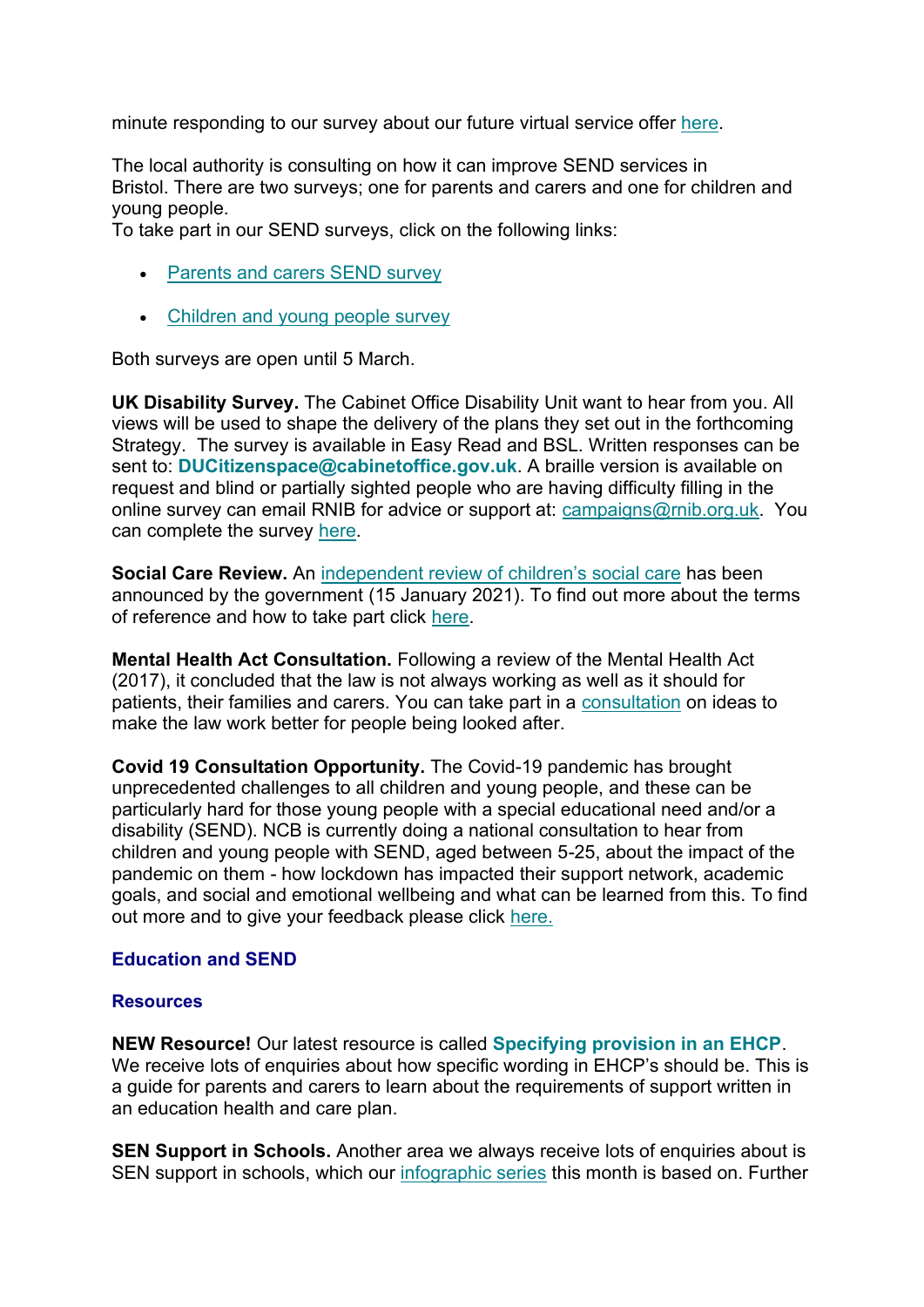minute responding to our survey about our future virtual service offer here.

The local authority is consulting on how it can improve SEND services in Bristol. There are two surveys; one for parents and carers and one for children and young people.
To take part in our SEND surveys, click on the following links:

- Parents and carers SEND survey
- Children and young people survey

Both surveys are open until 5 March.

**UK Disability Survey.** The Cabinet Office Disability Unit want to hear from you. All views will be used to shape the delivery of the plans they set out in the forthcoming Strategy. The survey is available in Easy Read and BSL. Written responses can be sent to: **DUCitizenspace@cabinetoffice.gov.uk**. A braille version is available on request and blind or partially sighted people who are having difficulty filling in the online survey can email RNIB for advice or support at: campaigns@rnib.org.uk. You can complete the survey here.

**Social Care Review.** An independent review of children's social care has been announced by the government (15 January 2021). To find out more about the terms of reference and how to take part click here.

**Mental Health Act Consultation.** Following a review of the Mental Health Act (2017), it concluded that the law is not always working as well as it should for patients, their families and carers. You can take part in a consultation on ideas to make the law work better for people being looked after.

**Covid 19 Consultation Opportunity.** The Covid-19 pandemic has brought unprecedented challenges to all children and young people, and these can be particularly hard for those young people with a special educational need and/or a disability (SEND). NCB is currently doing a national consultation to hear from children and young people with SEND, aged between 5-25, about the impact of the pandemic on them - how lockdown has impacted their support network, academic goals, and social and emotional wellbeing and what can be learned from this. To find out more and to give your feedback please click here.

## Education and SEND

### Resources

**NEW Resource!** Our latest resource is called **Specifying provision in an EHCP**. We receive lots of enquiries about how specific wording in EHCP's should be. This is a guide for parents and carers to learn about the requirements of support written in an education health and care plan.

**SEN Support in Schools.** Another area we always receive lots of enquiries about is SEN support in schools, which our infographic series this month is based on. Further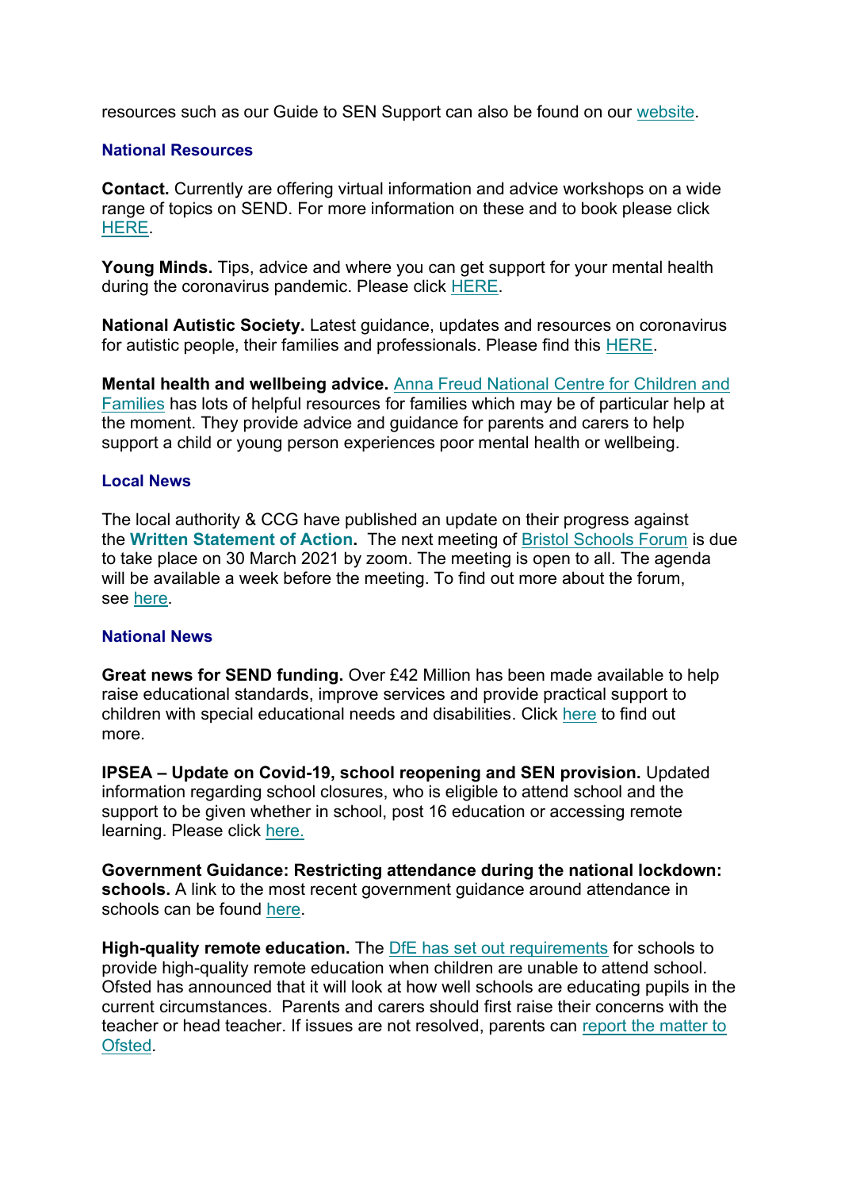resources such as our Guide to SEN Support can also be found on our website.

### National Resources

**Contact.** Currently are offering virtual information and advice workshops on a wide range of topics on SEND. For more information on these and to book please click HERE.

**Young Minds.** Tips, advice and where you can get support for your mental health during the coronavirus pandemic. Please click HERE.

**National Autistic Society.** Latest guidance, updates and resources on coronavirus for autistic people, their families and professionals. Please find this HERE.

**Mental health and wellbeing advice.** Anna Freud National Centre for Children and Families has lots of helpful resources for families which may be of particular help at the moment. They provide advice and guidance for parents and carers to help support a child or young person experiences poor mental health or wellbeing.

### Local News

The local authority & CCG have published an update on their progress against the **Written Statement of Action.** The next meeting of Bristol Schools Forum is due to take place on 30 March 2021 by zoom. The meeting is open to all. The agenda will be available a week before the meeting. To find out more about the forum, see here.

### National News

**Great news for SEND funding.** Over £42 Million has been made available to help raise educational standards, improve services and provide practical support to children with special educational needs and disabilities. Click here to find out more.

**IPSEA – Update on Covid-19, school reopening and SEN provision.** Updated information regarding school closures, who is eligible to attend school and the support to be given whether in school, post 16 education or accessing remote learning. Please click here.

**Government Guidance: Restricting attendance during the national lockdown: schools.** A link to the most recent government guidance around attendance in schools can be found here.

**High-quality remote education.** The DfE has set out requirements for schools to provide high-quality remote education when children are unable to attend school. Ofsted has announced that it will look at how well schools are educating pupils in the current circumstances. Parents and carers should first raise their concerns with the teacher or head teacher. If issues are not resolved, parents can report the matter to Ofsted.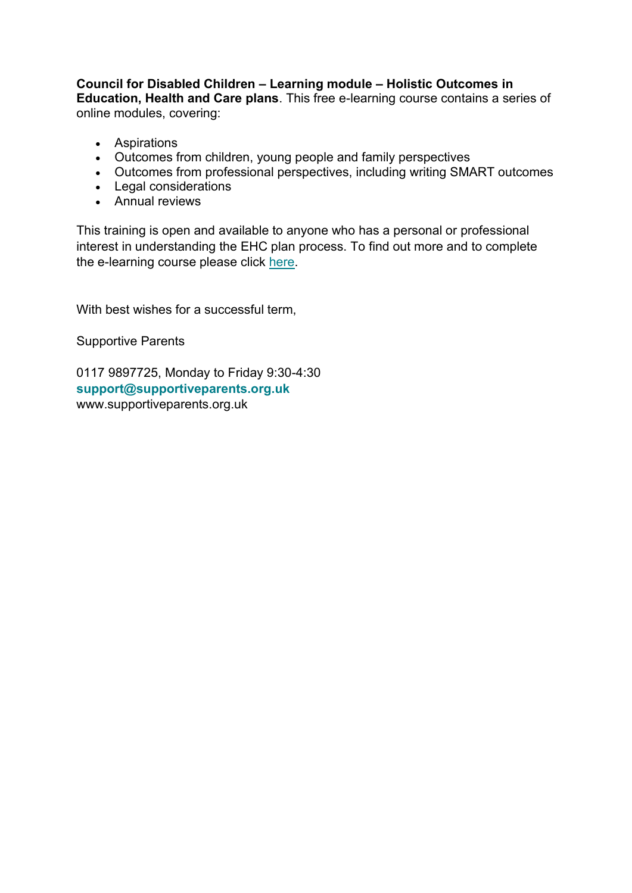**Council for Disabled Children – Learning module – Holistic Outcomes in Education, Health and Care plans**. This free e-learning course contains a series of online modules, covering:

- Aspirations
- Outcomes from children, young people and family perspectives
- Outcomes from professional perspectives, including writing SMART outcomes
- Legal considerations
- Annual reviews

This training is open and available to anyone who has a personal or professional interest in understanding the EHC plan process. To find out more and to complete the e-learning course please click here.

With best wishes for a successful term,

Supportive Parents

0117 9897725, Monday to Friday 9:30-4:30
**support@supportiveparents.org.uk**
www.supportiveparents.org.uk